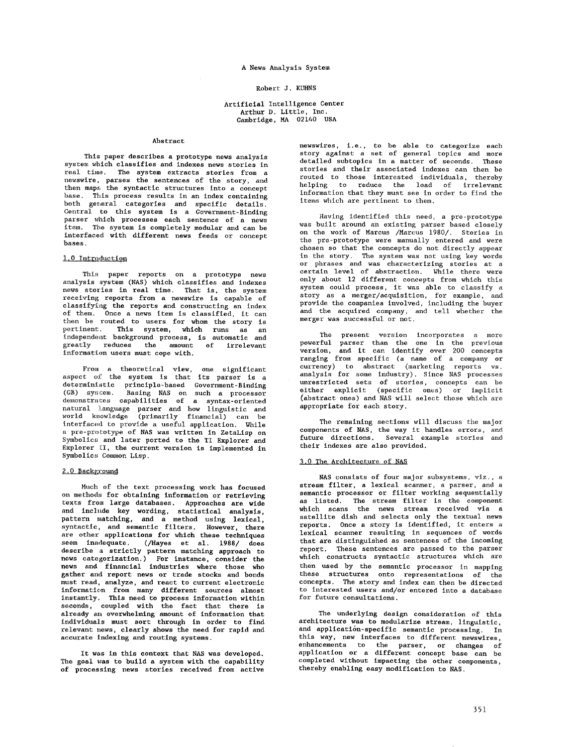# A News Analysis System

Robert J. KUHNS

Artificial Intelligence Center
Arthur D. Little, Inc.
Cambridge, MA 02140 USA

## Abstract

This paper describes a prototype news analysis system which classifies and indexes news stories in real time. The system extracts stories from a newswire, parses the sentences of the story, and then maps the syntactic structures into a concept base. This process results in an index containing both general categories and specific details. Central to this system is a Government-Binding parser which processes each sentence of a news item. The system is completely modular and can be interfaced with different news feeds or concept bases.

## 1.0 Introduction

This paper reports on a prototype news analysis system (NAS) which classifies and indexes news stories in real time. That is, the system receiving reports from a newswire is capable of classifying the reports and constructing an index of them. Once a news item is classified, it can then be routed to users for whom the story is pertinent. This system, which runs as an independent background process, is automatic and greatly reduces the amount of irrelevant information users must cope with.

From a theoretical view, one significant aspect of the system is that its parser is a deterministic principle-based Government-Binding (GB) system. Basing NAS on such a processor demonstrates capabilities of a syntax-oriented natural language parser and how linguistic and world knowledge (primarily financial) can be interfaced to provide a useful application. While a pre-prototype of NAS was written in ZetaLisp on Symbolics and later ported to the TI Explorer and Explorer II, the current version is implemented in Symbolics Common Lisp.

## 2.0 Background

Much of the text processing work has focused on methods for obtaining information or retrieving texts from large databases. Approaches are wide and include key wording, statistical analysis, pattern matching, and a method using lexical, syntactic, and semantic filters. However, there are other applications for which these techniques seem inadequate. (/Hayes et al. 1988/ does describe a strictly pattern matching approach to news categorization.) For instance, consider the news and financial industries where those who gather and report news or trade stocks and bonds must read, analyze, and react to current electronic information from many different sources almost instantly. This need to process information within seconds, coupled with the fact that there is already an overwhelming amount of information that individuals must sort through in order to find relevant news, clearly shows the need for rapid and accurate indexing and routing systems.

It was in this context that NAS was developed. The goal was to build a system with the capability of processing news stories received from active newswires, i.e., to be able to categorize each story against a set of general topics and more detailed subtopics in a matter of seconds. These stories and their associated indexes can then be routed to those interested individuals, thereby helping to reduce the load of irrelevant information that they must see in order to find the items which are pertinent to them.

Having identified this need, a pre-prototype was built around an existing parser based closely on the work of Marcus /Marcus 1980/. Stories in the pre-prototype were manually entered and were chosen so that the concepts do not directly appear in the story. The system was not using key words or phrases and was characterizing stories at a certain level of abstraction. While there were only about 12 different concepts from which this system could process, it was able to classify a story as a merger/acquisition, for example, and provide the companies involved, including the buyer and the acquired company, and tell whether the merger was successful or not.

The present version incorporates a more powerful parser than the one in the previous version, and it can identify over 200 concepts ranging from specific (a name of a company or currency) to abstract (marketing reports vs. analysis for some industry). Since NAS processes unrestricted sets of stories, concepts can be either explicit (specific ones) or implicit (abstract ones) and NAS will select those which are appropriate for each story.

The remaining sections will discuss the major components of NAS, the way it handles errors, and future directions. Several example stories and their indexes are also provided.

## 3.0 The Architecture of NAS

NAS consists of four major subsystems, viz., a stream filter, a lexical scanner, a parser, and a semantic processor or filter working sequentially as listed. The stream filter is the component which scans the news stream received via a satellite dish and selects only the textual news reports. Once a story is identified, it enters a lexical scanner resulting in sequences of words that are distinguished as sentences of the incoming report. These sentences are passed to the parser which constructs syntactic structures which are then used by the semantic processor in mapping these structures onto representations of the concepts. The story and index can then be directed to interested users and/or entered into a database for future consultations.

The underlying design consideration of this architecture was to modularize stream, linguistic, and application-specific semantic processing. In this way, new interfaces to different newswires, enhancements to the parser, or changes of application or a different concept base can be completed without impacting the other components, thereby enabling easy modification to NAS.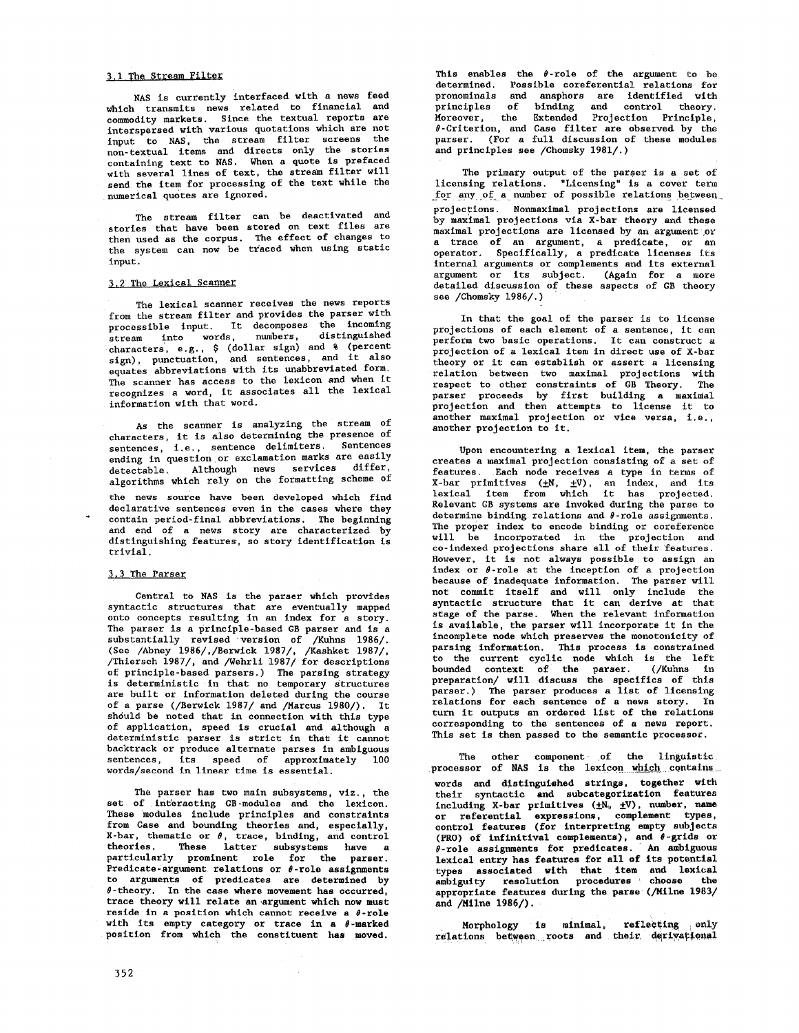### 3.1 The Stream Filter

NAS is currently interfaced with a news feed which transmits news related to financial and commodity markets. Since the textual reports are interspersed with various quotations which are not input to NAS, the stream filter screens the non-textual items and directs only the stories containing text to NAS. When a quote is prefaced with several lines of text, the stream filter will send the item for processing of the text while the numerical quotes are ignored.

The stream filter can be deactivated and stories that have been stored on text files are then used as the corpus. The effect of changes to the system can now be traced when using static input.

### 3.2 The Lexical Scanner

The lexical scanner receives the news reports from the stream filter and provides the parser with processible input. It decomposes the incoming stream into words, numbers, distinguished characters, e.g., $ (dollar sign) and % (percent sign), punctuation, and sentences, and it also equates abbreviations with its unabbreviated form. The scanner has access to the lexicon and when it recognizes a word, it associates all the lexical information with that word.

As the scanner is analyzing the stream of characters, it is also determining the presence of sentences, i.e., sentence delimiters. Sentences ending in question or exclamation marks are easily detectable. Although news services differ, algorithms which rely on the formatting scheme of the news source have been developed which find declarative sentences even in the cases where they contain period-final abbreviations. The beginning and end of a news story are characterized by distinguishing features, so story identification is trivial.

### 3.3 The Parser

Central to NAS is the parser which provides syntactic structures that are eventually mapped onto concepts resulting in an index for a story. The parser is a principle-based GB parser and is a substantially revised version of /Kuhns 1986/. (See /Abney 1986/,/Berwick 1987/, /Kashket 1987/, /Thiersch 1987/, and /Wehrli 1987/ for descriptions of principle-based parsers.) The parsing strategy is deterministic in that no temporary structures are built or information deleted during the course of a parse (/Berwick 1987/ and /Marcus 1980/). It should be noted that in connection with this type of application, speed is crucial and although a deterministic parser is strict in that it cannot backtrack or produce alternate parses in ambiguous sentences, its speed of approximately 100 words/second in linear time is essential.

The parser has two main subsystems, viz., the set of interacting GB-modules and the lexicon. These modules include principles and constraints from Case and bounding theories and, especially, X-bar, thematic or $\theta$, trace, binding, and control theories. These latter subsystems have a particularly prominent role for the parser. Predicate-argument relations or $\theta$-role assignments to arguments of predicates are determined by $\theta$-theory. In the case where movement has occurred, trace theory will relate an argument which now must reside in a position which cannot receive a $\theta$-role with its empty category or trace in a $\theta$-marked position from which the constituent has moved. This enables the $\theta$-role of the argument to be determined. Possible coreferential relations for pronominals and anaphors are identified with principles of binding and control theory. Moreover, the Extended Projection Principle, $\theta$-Criterion, and Case filter are observed by the parser. (For a full discussion of these modules and principles see /Chomsky 1981/.)

The primary output of the parser is a set of licensing relations. "Licensing" is a cover term for any of a number of possible relations between projections. Nonmaximal projections are licensed by maximal projections via X-bar theory and these maximal projections are licensed by an argument or a trace of an argument, a predicate, or an operator. Specifically, a predicate licenses its internal arguments or complements and its external argument or its subject. (Again for a more detailed discussion of these aspects of GB theory see /Chomsky 1986/.)

In that the goal of the parser is to license projections of each element of a sentence, it can perform two basic operations. It can construct a projection of a lexical item in direct use of X-bar theory or it can establish or assert a licensing relation between two maximal projections with respect to other constraints of GB Theory. The parser proceeds by first building a maximal projection and then attempts to license it to another maximal projection or vice versa, i.e., another projection to it.

Upon encountering a lexical item, the parser creates a maximal projection consisting of a set of features. Each node receives a type in terms of X-bar primitives ($\pm$N, $\pm$V), an index, and its lexical item from which it has projected. Relevant GB systems are invoked during the parse to determine binding relations and $\theta$-role assignments. The proper index to encode binding or coreference will be incorporated in the projection and co-indexed projections share all of their features. However, it is not always possible to assign an index or $\theta$-role at the inception of a projection because of inadequate information. The parser will not commit itself and will only include the syntactic structure that it can derive at that stage of the parse. When the relevant information is available, the parser will incorporate it in the incomplete node which preserves the monotonicity of parsing information. This process is constrained to the current cyclic node which is the left bounded context of the parser. (/Kuhns in preparation/ will discuss the specifics of this parser.) The parser produces a list of licensing relations for each sentence of a news story. In turn it outputs an ordered list of the relations corresponding to the sentences of a news report. This set is then passed to the semantic processor.

The other component of the linguistic processor of NAS is the lexicon which contains words and distinguished strings, together with their syntactic and subcategorization features including X-bar primitives ($\pm$N, $\pm$V), number, name or referential expressions, complement types, control features (for interpreting empty subjects (PRO) of infinitival complements), and $\theta$-grids or $\theta$-role assignments for predicates. An ambiguous lexical entry has features for all of its potential types associated with that item and lexical ambiguity resolution procedures choose the appropriate features during the parse (/Milne 1983/ and /Milne 1986/).

Morphology is minimal, reflecting only relations between roots and their derivational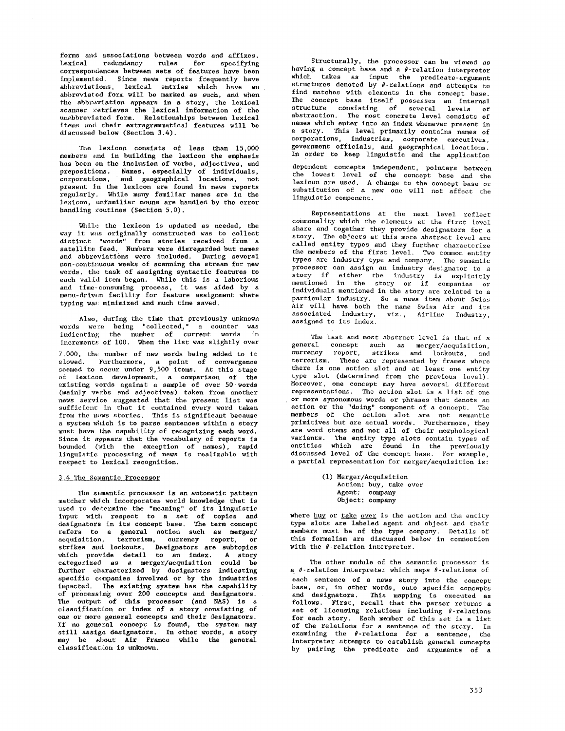forms and associations between words and affixes. Lexical redundancy rules for specifying correspondences between sets of features have been implemented. Since news reports frequently have abbreviations, lexical entries which have an abbreviated form will be marked as such, and when the abbreviation appears in a story, the lexical scanner retrieves the lexical information of the unabbreviated form. Relationships between lexical items and their extragrammatical features will be discussed below (Section 3.4).

The lexicon consists of less than 15,000 members and in building the lexicon the emphasis has been on the inclusion of verbs, adjectives, and prepositions. Names, especially of individuals, corporations, and geographical locations, not present in the lexicon are found in news reports regularly. While many familiar names are in the lexicon, unfamiliar nouns are handled by the error handling routines (Section 5.0).

While the lexicon is updated as needed, the way it was originally constructed was to collect distinct "words" from stories received from a satellite feed. Numbers were disregarded but names and abbreviations were included. During several non-continuous weeks of scanning the stream for new words, the task of assigning syntactic features to each valid item began. While this is a laborious and time-consuming process, it was aided by a menu-driven facility for feature assignment where typing was minimized and much time saved.

Also, during the time that previously unknown words were being "collected," a counter was indicating the number of current words in increments of 100. When the list was slightly over 7,000, the number of new words being added to it slowed. Furthermore, a point of convergence seemed to occur under 9,500 items. At this stage of lexicon development, a comparison of the existing words against a sample of over 50 words (mainly verbs and adjectives) taken from another news service suggested that the present list was sufficient in that it contained every word taken from the news stories. This is significant because a system which is to parse sentences within a story must have the capability of recognizing each word. Since it appears that the vocabulary of reports is bounded (with the exception of names), rapid linguistic processing of news is realizable with respect to lexical recognition.

## 3.4 The Semantic Processor

The semantic processor is an automatic pattern matcher which incorporates world knowledge that is used to determine the "meaning" of its linguistic input with respect to a set of topics and designators in its concept base. The term concept refers to a general notion such as merger/acquisition, terrorism, currency report, or strikes and lockouts. Designators are subtopics which provide detail to an index. A story categorized as a merger/acquisition could be further characterized by designators indicating specific companies involved or by the industries impacted. The existing system has the capability of processing over 200 concepts and designators. The output of this processor (and NAS) is a classification or index of a story consisting of one or more general concepts and their designators. If no general concept is found, the system may still assign designators. In other words, a story may be about Air France while the general classification is unknown.

Structurally, the processor can be viewed as having a concept base and a $\theta$-relation interpreter which takes as input the predicate-argument structures denoted by $\theta$-relations and attempts to find matches with elements in the concept base. The concept base itself possesses an internal structure consisting of several levels of abstraction. The most concrete level consists of names which enter into an index whenever present in a story. This level primarily contains names of corporations, industries, corporate executives, government officials, and geographical locations. In order to keep linguistic and the application dependent concepts independent, pointers between the lowest level of the concept base and the lexicon are used. A change to the concept base or substitution of a new one will not affect the linguistic component.

Representations at the next level reflect commonality which the elements at the first level share and together they provide designators for a story. The objects at this more abstract level are called entity types and they further characterize the members of the first level. Two common entity types are industry type and company. The semantic processor can assign an industry designator to a story if either the industry is explicitly mentioned in the story or if companies or individuals mentioned in the story are related to a particular industry. So a news item about Swiss Air will have both the name Swiss Air and its associated industry, viz., Airline Industry, assigned to its index.

The last and most abstract level is that of a general concept such as merger/acquisition, currency report, strikes and lockouts, and terrorism. These are represented by frames where there is one action slot and at least one entity type slot (determined from the previous level). Moreover, one concept may have several different representations. The action slot is a list of one or more synonomous words or phrases that denote an action or the "doing" component of a concept. The members of the action slot are not semantic primitives but are actual words. Furthermore, they are word stems and not all of their morphological variants. The entity type slots contain types of entities which are found in the previously discussed level of the concept base. For example, a partial representation for merger/acquisition is:

```
(1) Merger/Acquisition
    Action: buy, take over
    Agent:  company
    Object: company
```

where <u>buy</u> or <u>take over</u> is the action and the entity type slots are labeled agent and object and their members must be of the type company. Details of this formalism are discussed below in connection with the $\theta$-relation interpreter.

The other module of the semantic processor is a $\theta$-relation interpreter which maps $\theta$-relations of each sentence of a news story into the concept base, or, in other words, onto specific concepts and designators. This mapping is executed as follows. First, recall that the parser returns a set of licensing relations including $\theta$-relations for each story. Each member of this set is a list of the relations for a sentence of the story. In examining the $\theta$-relations for a sentence, the interpreter attempts to establish general concepts by pairing the predicate and arguments of a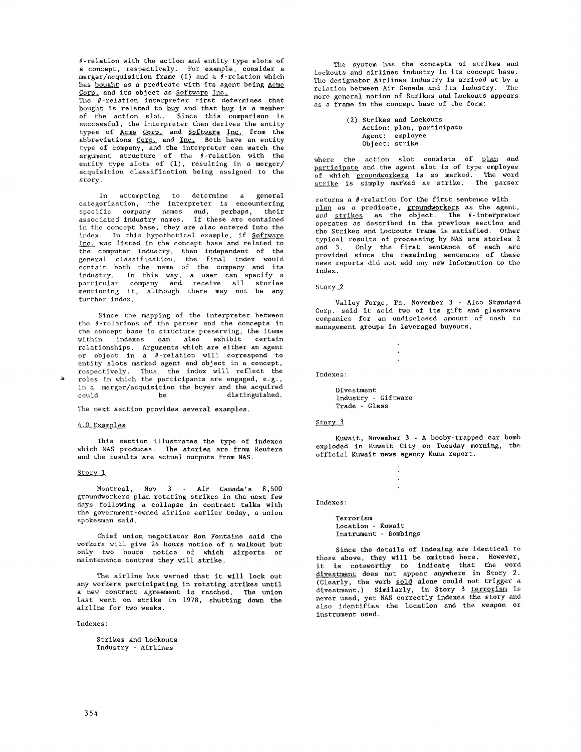θ-relation with the action and entity type slots of a concept, respectively. For example, consider a merger/acquisition frame (1) and a θ-relation which has bought as a predicate with its agent being Acme Corp. and its object as Software Inc.
The θ-relation interpreter first determines that bought is related to buy and that buy is a member of the action slot. Since this comparison is successful, the interpreter then derives the entity types of Acme Corp. and Software Inc. from the abbreviations Corp. and Inc. Both have an entity type of company, and the interpreter can match the argument structure of the θ-relation with the entity type slots of (1), resulting in a merger/acquisition classification being assigned to the story.

In attempting to determine a general categorization, the interpreter is encountering specific company names and, perhaps, their associated industry names. If these are contained in the concept base, they are also entered into the index. In this hypothetical example, if Software Inc. was listed in the concept base and related to the computer industry, then independent of the general classification, the final index would contain both the name of the company and its industry. In this way, a user can specify a particular company and receive all stories mentioning it, although there may not be any further index.

Since the mapping of the interpreter between the θ-relations of the parser and the concepts in the concept base is structure preserving, the items within indexes can also exhibit certain relationships. Arguments which are either an agent or object in a θ-relation will correspond to entity slots marked agent and object in a concept, respectively. Thus, the index will reflect the roles in which the participants are engaged, e.g., in a merger/acquisition the buyer and the acquired could be distinguished.

The next section provides several examples.

## 4.0 Examples

This section illustrates the type of indexes which NAS produces. The stories are from Reuters and the results are actual outputs from NAS.

### Story 1

Montreal, Nov 3 - Air Canada's 8,500 groundworkers plan rotating strikes in the next few days following a collapse in contract talks with the government-owned airline earlier today, a union spokesman said.

Chief union negotiator Ron Fontaine said the workers will give 24 hours notice of a walkout but only two hours notice of which airports or maintenance centres they will strike.

The airline has warned that it will lock out any workers participating in rotating strikes until a new contract agreement is reached. The union last went on strike in 1978, shutting down the airline for two weeks.

Indexes:

Strikes and Lockouts
Industry - Airlines

The system has the concepts of strikes and lockouts and airlines industry in its concept base. The designator Airlines Industry is arrived at by a relation between Air Canada and its industry. The more general notion of Strikes and Lockouts appears as a frame in the concept base of the form:

```
(2) Strikes and Lockouts
    Action: plan, participate
    Agent:  employee
    Object: strike
```

where the action slot consists of plan and participate and the agent slot is of type employee of which groundworkers is so marked. The word strike is simply marked as strike. The parser returns a θ-relation for the first sentence with plan as a predicate, groundworkers as the agent, and strikes as the object. The θ-interpreter operates as described in the previous section and the Strikes and Lockouts frame is satisfied. Other typical results of processing by NAS are stories 2 and 3. Only the first sentence of each are provided since the remaining sentences of these news reports did not add any new information to the index.

### Story 2

Valley Forge, Pa, November 3 - Alco Standard Corp. said it sold two of its gift and glassware companies for an undisclosed amount of cash to management groups in leveraged buyouts.

.
.
.

Indexes:

Divestment
Industry - Giftware
Trade - Glass

### Story 3

Kuwait, November 3 - A booby-trapped car bomb exploded in Kuwait City on Tuesday morning, the official Kuwait news agency Kuna report.

.
.
.

Indexes:

Terrorism
Location - Kuwait
Instrument - Bombings

Since the details of indexing are identical to those above, they will be omitted here. However, it is noteworthy to indicate that the word divestment does not appear anywhere in Story 2. (Clearly, the verb sold alone could not trigger a divestment.) Similarly, in Story 3 terrorism is never used, yet NAS correctly indexes the story and also identifies the location and the weapon or instrument used.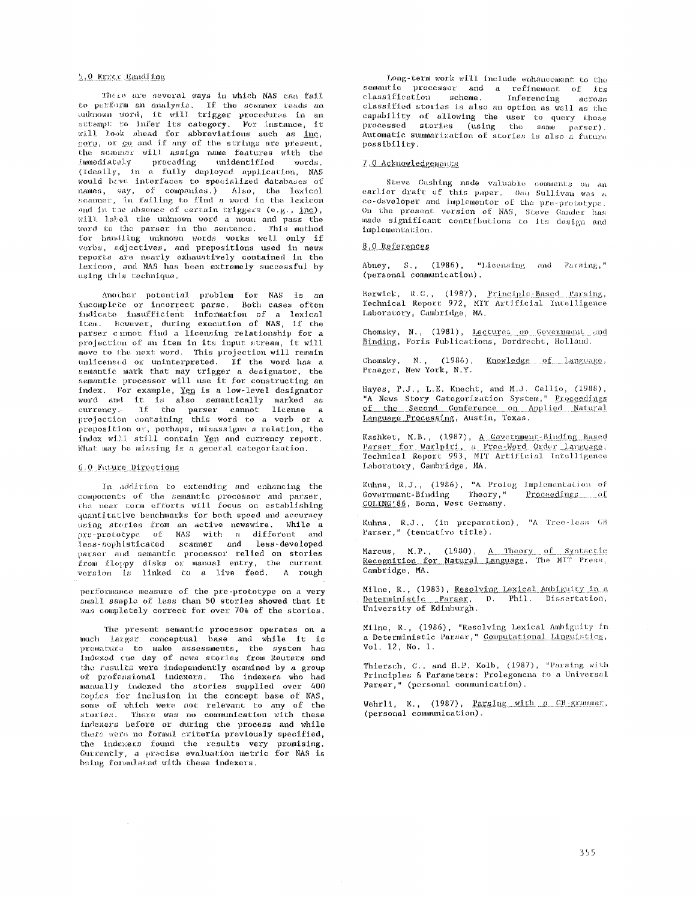## 5.0 Error Handling

There are several ways in which NAS can fail to perform an analysis. If the scanner reads an unknown word, it will trigger procedures in an attempt to infer its category. For instance, it will look ahead for abbreviations such as inc, corp, or co and if any of the strings are present, the scanner will assign name features with the immediately preceding unidentified words. (Ideally, in a fully deployed application, NAS would have interfaces to specialized databases of names, say, of companies.) Also, the lexical scanner, in failing to find a word in the lexicon and in the absence of certain triggers (e.g., inc), will label the unknown word a noun and pass the word to the parser in the sentence. This method for handling unknown words works well only if verbs, adjectives, and prepositions used in news reports are nearly exhaustively contained in the lexicon, and NAS has been extremely successful by using this technique.

Another potential problem for NAS is an incomplete or incorrect parse. Both cases often indicate insufficient information of a lexical item. However, during execution of NAS, if the parser cannot find a licensing relationship for a projection of an item in its input stream, it will move to the next word. This projection will remain unlicensed or uninterpreted. If the word has a semantic mark that may trigger a designator, the semantic processor will use it for constructing an index. For example, Yen is a low-level designator word and it is also semantically marked as currency. If the parser cannot license a projection containing this word to a verb or a preposition or, perhaps, misassigns a relation, the index will still contain Yen and currency report. What may be missing is a general categorization.

## 6.0 Future Directions

In addition to extending and enhancing the components of the semantic processor and parser, the near term efforts will focus on establishing quantitative benchmarks for both speed and accuracy using stories from an active newswire. While a pre-prototype of NAS with a different and less-sophisticated scanner and less-developed parser and semantic processor relied on stories from floppy disks or manual entry, the current version is linked to a live feed. A rough performance measure of the pre-prototype on a very small sample of less than 50 stories showed that it was completely correct for over 70% of the stories.

The present semantic processor operates on a much larger conceptual base and while it is premature to make assessments, the system has indexed one day of news stories from Reuters and the results were independently examined by a group of professional indexers. The indexers who had manually indexed the stories supplied over 400 topics for inclusion in the concept base of NAS, some of which were not relevant to any of the stories. There was no communication with these indexers before or during the process and while there were no formal criteria previously specified, the indexers found the results very promising. Currently, a precise evaluation metric for NAS is being formulated with these indexers.

Long-term work will include enhancement to the semantic processor and a refinement of its classification scheme. Inferencing across classified stories is also an option as well as the capability of allowing the user to query those processed stories (using the same parser). Automatic summarization of stories is also a future possibility.

## 7.0 Acknowledgements

Steve Cushing made valuable comments on an earlier draft of this paper. Dan Sullivan was a co-developer and implementor of the pre-prototype. On the present version of NAS, Steve Gander has made significant contributions to its design and implementation.

## 8.0 References

Abney, S., (1986), "Licensing and Parsing," (personal communication).

Berwick, R.C., (1987), Principle-Based Parsing, Technical Report 972, MIT Artificial Intelligence Laboratory, Cambridge, MA.

Chomsky, N., (1981), Lectures on Government and Binding, Foris Publications, Dordrecht, Holland.

Chomsky, N., (1986), Knowledge of Language, Praeger, New York, N.Y.

Hayes, P.J., L.E. Knecht, and M.J. Cellio, (1988), "A News Story Categorization System," Proceedings of the Second Conference on Applied Natural Language Processing, Austin, Texas.

Kashket, M.B., (1987), A Government-Binding Based Parser for Warlpiri, a Free-Word Order Language, Technical Report 993, MIT Artificial Intelligence Laboratory, Cambridge, MA.

Kuhns, R.J., (1986), "A Prolog Implementation of Government-Binding Theory," Proceedings of COLING'86, Bonn, West Germany.

Kuhns, R.J., (in preparation), "A Tree-less GB Parser," (tentative title).

Marcus, M.P., (1980), A Theory of Syntactic Recognition for Natural Language, The MIT Press, Cambridge, MA.

Milne, R., (1983), Resolving Lexical Ambiguity in a Deterministic Parser, D. Phil. Dissertation, University of Edinburgh.

Milne, R., (1986), "Resolving Lexical Ambiguity in a Deterministic Parser," Computational Linguistics, Vol. 12, No. 1.

Thiersch, C., and H.P. Kolb, (1987), "Parsing with Principles & Parameters: Prolegomena to a Universal Parser," (personal communication).

Wehrli, E., (1987), Parsing with a GB-grammar, (personal communication).